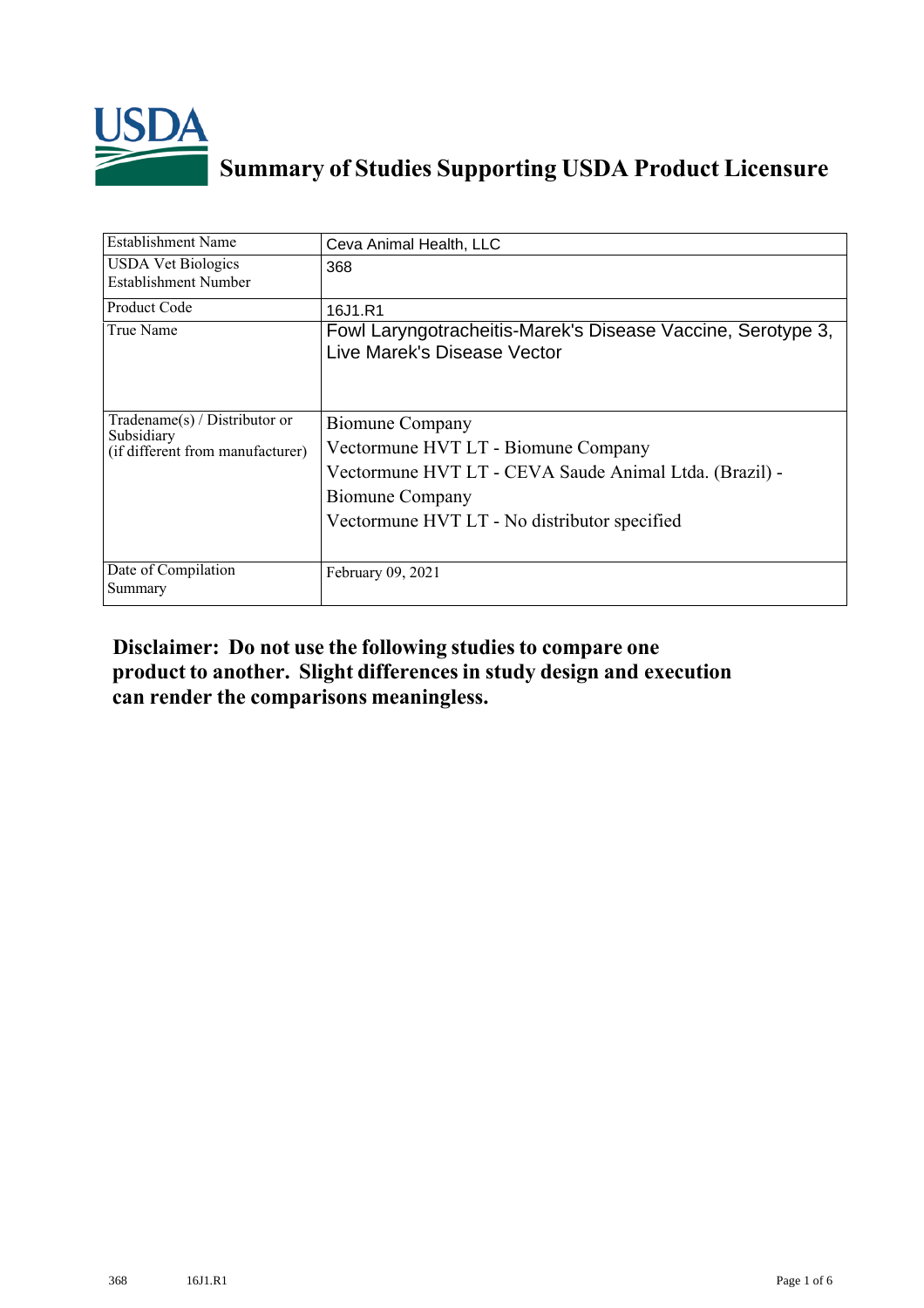# Summary of Studies Supporting USDA Product Licensure

| | |
|---|---|
| Establishment Name | Ceva Animal Health, LLC |
| USDA Vet Biologics Establishment Number | 368 |
| Product Code | 16J1.R1 |
| True Name | Fowl Laryngotracheitis-Marek's Disease Vaccine, Serotype 3, Live Marek's Disease Vector |
| Tradename(s) / Distributor or Subsidiary (if different from manufacturer) | Biomune Company<br>Vectormune HVT LT - Biomune Company<br>Vectormune HVT LT - CEVA Saude Animal Ltda. (Brazil) - Biomune Company<br>Vectormune HVT LT - No distributor specified |
| Date of Compilation Summary | February 09, 2021 |

**Disclaimer: Do not use the following studies to compare one product to another. Slight differences in study design and execution can render the comparisons meaningless.**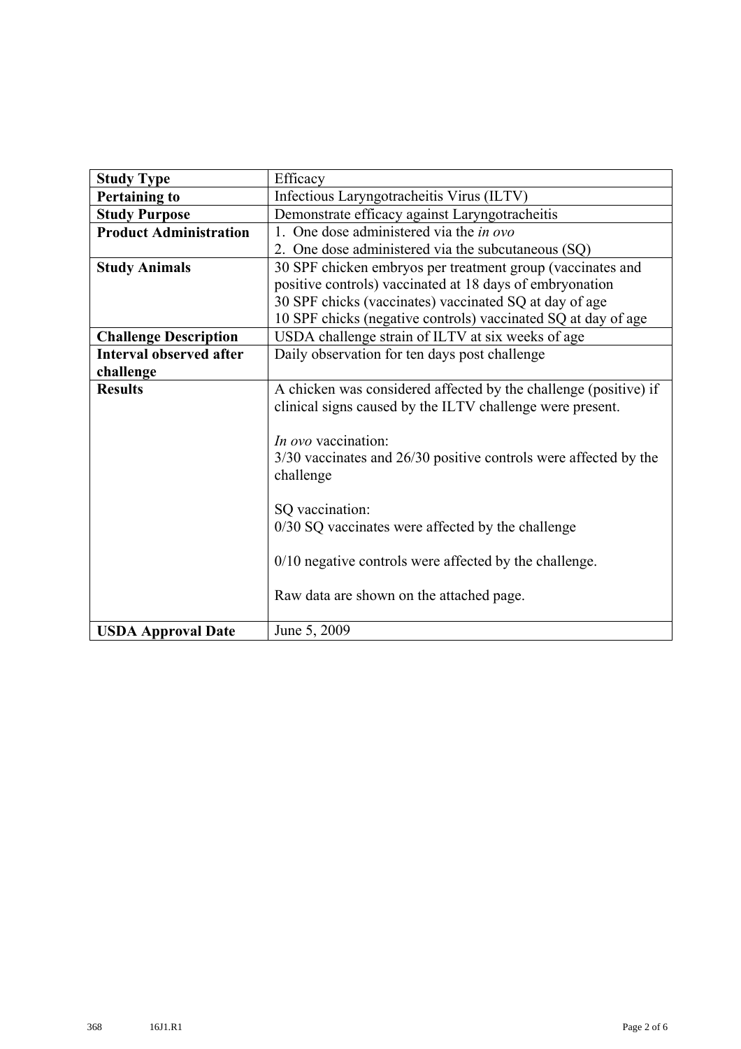| Study Type | Efficacy |
|---|---|
| **Pertaining to** | Infectious Laryngotracheitis Virus (ILTV) |
| **Study Purpose** | Demonstrate efficacy against Laryngotracheitis |
| **Product Administration** | 1. One dose administered via the *in ovo*<br>2. One dose administered via the subcutaneous (SQ) |
| **Study Animals** | 30 SPF chicken embryos per treatment group (vaccinates and positive controls) vaccinated at 18 days of embryonation<br>30 SPF chicks (vaccinates) vaccinated SQ at day of age<br>10 SPF chicks (negative controls) vaccinated SQ at day of age |
| **Challenge Description** | USDA challenge strain of ILTV at six weeks of age |
| **Interval observed after challenge** | Daily observation for ten days post challenge |
| **Results** | A chicken was considered affected by the challenge (positive) if clinical signs caused by the ILTV challenge were present.<br><br>*In ovo* vaccination:<br>3/30 vaccinates and 26/30 positive controls were affected by the challenge<br><br>SQ vaccination:<br>0/30 SQ vaccinates were affected by the challenge<br><br>0/10 negative controls were affected by the challenge.<br><br>Raw data are shown on the attached page. |
| **USDA Approval Date** | June 5, 2009 |

368 16J1.R1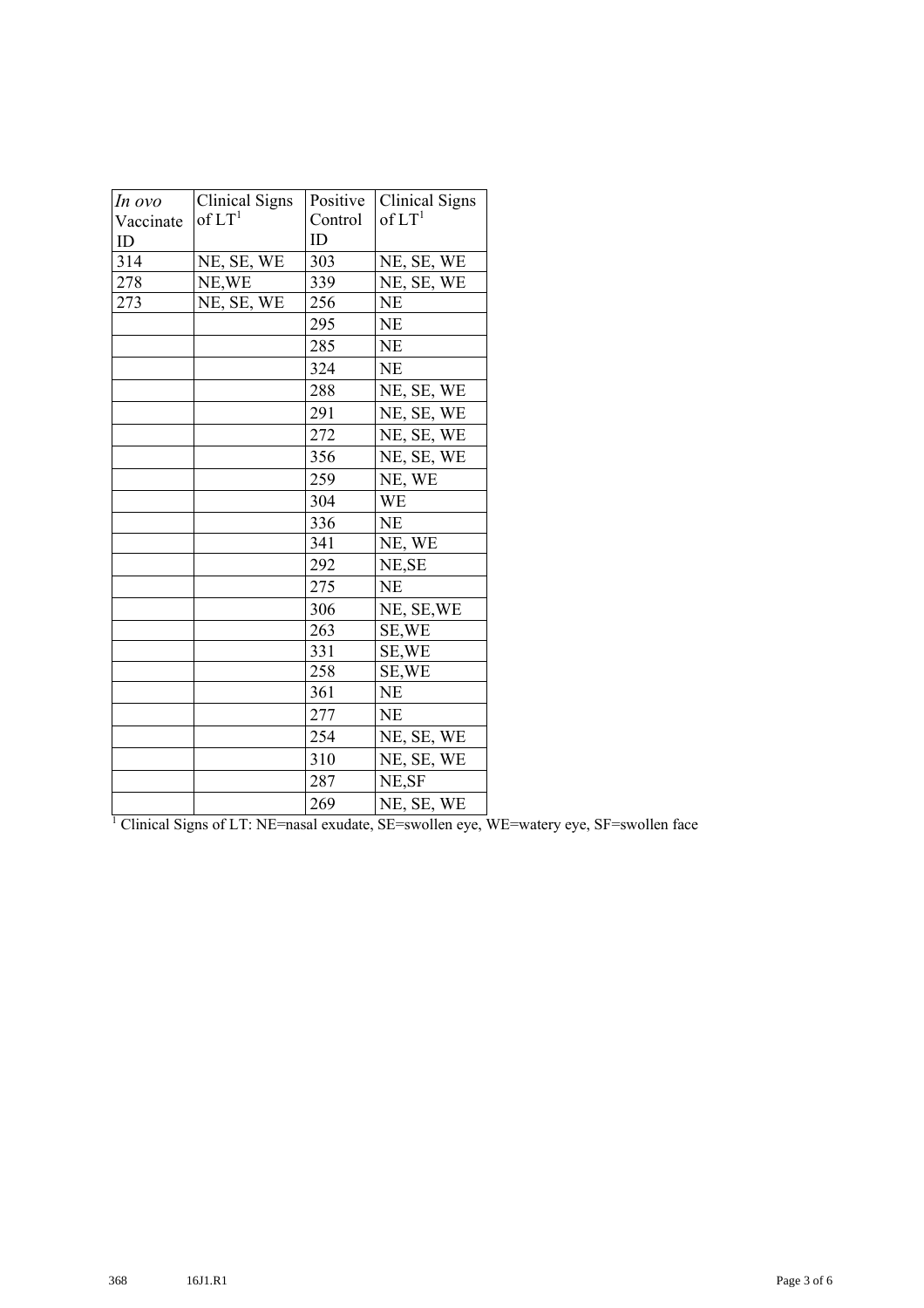| *In ovo* Vaccinate ID | Clinical Signs of LT[1] | Positive Control ID | Clinical Signs of LT[1] |
|---|---|---|---|
| 314 | NE, SE, WE | 303 | NE, SE, WE |
| 278 | NE,WE | 339 | NE, SE, WE |
| 273 | NE, SE, WE | 256 | NE |
| | | 295 | NE |
| | | 285 | NE |
| | | 324 | NE |
| | | 288 | NE, SE, WE |
| | | 291 | NE, SE, WE |
| | | 272 | NE, SE, WE |
| | | 356 | NE, SE, WE |
| | | 259 | NE, WE |
| | | 304 | WE |
| | | 336 | NE |
| | | 341 | NE, WE |
| | | 292 | NE,SE |
| | | 275 | NE |
| | | 306 | NE, SE,WE |
| | | 263 | SE,WE |
| | | 331 | SE,WE |
| | | 258 | SE,WE |
| | | 361 | NE |
| | | 277 | NE |
| | | 254 | NE, SE, WE |
| | | 310 | NE, SE, WE |
| | | 287 | NE,SF |
| | | 269 | NE, SE, WE |

[1] Clinical Signs of LT: NE=nasal exudate, SE=swollen eye, WE=watery eye, SF=swollen face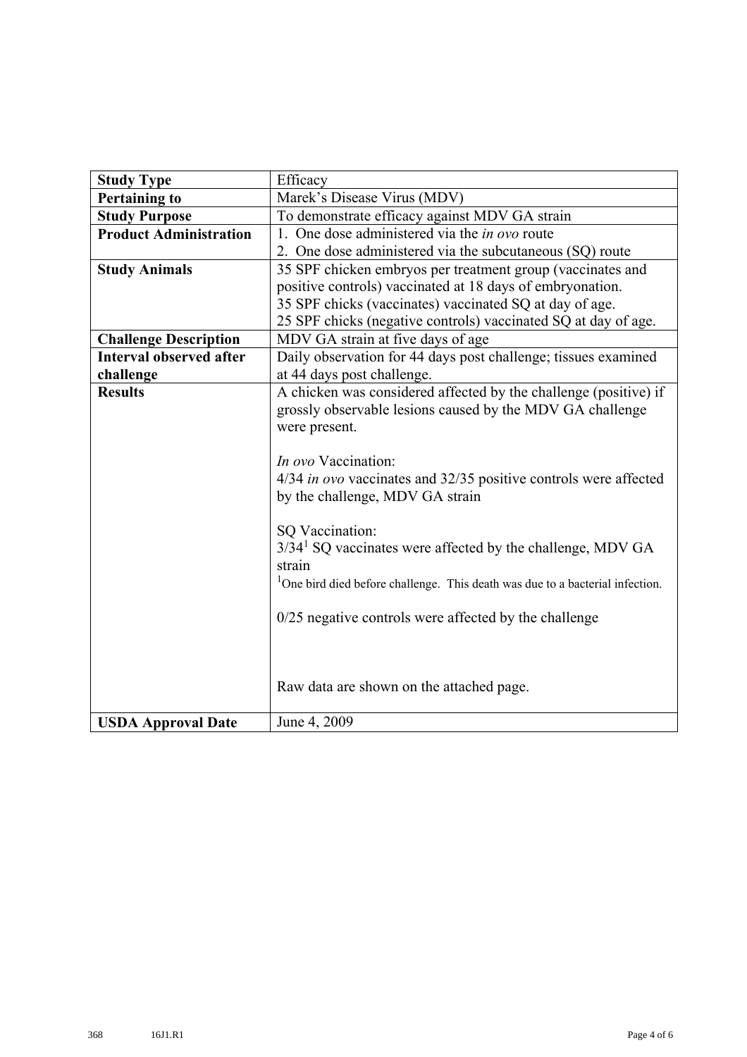| **Study Type** | Efficacy |
|---|---|
| **Pertaining to** | Marek's Disease Virus (MDV) |
| **Study Purpose** | To demonstrate efficacy against MDV GA strain |
| **Product Administration** | 1. One dose administered via the *in ovo* route<br>2. One dose administered via the subcutaneous (SQ) route |
| **Study Animals** | 35 SPF chicken embryos per treatment group (vaccinates and positive controls) vaccinated at 18 days of embryonation.<br>35 SPF chicks (vaccinates) vaccinated SQ at day of age.<br>25 SPF chicks (negative controls) vaccinated SQ at day of age. |
| **Challenge Description** | MDV GA strain at five days of age |
| **Interval observed after challenge** | Daily observation for 44 days post challenge; tissues examined at 44 days post challenge. |
| **Results** | A chicken was considered affected by the challenge (positive) if grossly observable lesions caused by the MDV GA challenge were present.<br><br>*In ovo* Vaccination:<br>4/34 *in ovo* vaccinates and 32/35 positive controls were affected by the challenge, MDV GA strain<br><br>SQ Vaccination:<br>3/34[1] SQ vaccinates were affected by the challenge, MDV GA strain<br>[1]One bird died before challenge. This death was due to a bacterial infection.<br><br>0/25 negative controls were affected by the challenge<br><br>Raw data are shown on the attached page. |
| **USDA Approval Date** | June 4, 2009 |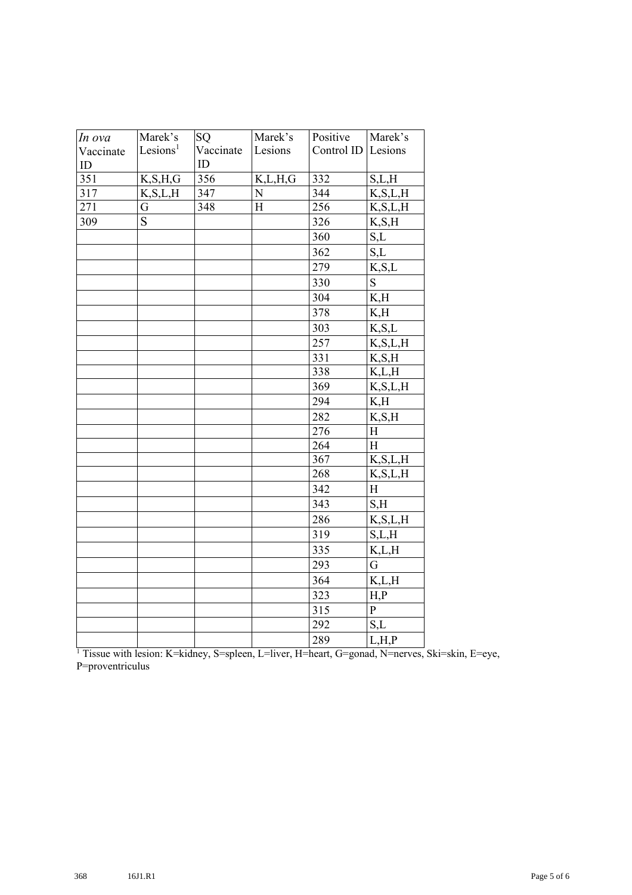| *In ova* Vaccinate ID | Marek's Lesions[1] | SQ Vaccinate ID | Marek's Lesions | Positive Control ID | Marek's Lesions |
|---|---|---|---|---|---|
| 351 | K,S,H,G | 356 | K,L,H,G | 332 | S,L,H |
| 317 | K,S,L,H | 347 | N | 344 | K,S,L,H |
| 271 | G | 348 | H | 256 | K,S,L,H |
| 309 | S | | | 326 | K,S,H |
| | | | | 360 | S,L |
| | | | | 362 | S,L |
| | | | | 279 | K,S,L |
| | | | | 330 | S |
| | | | | 304 | K,H |
| | | | | 378 | K,H |
| | | | | 303 | K,S,L |
| | | | | 257 | K,S,L,H |
| | | | | 331 | K,S,H |
| | | | | 338 | K,L,H |
| | | | | 369 | K,S,L,H |
| | | | | 294 | K,H |
| | | | | 282 | K,S,H |
| | | | | 276 | H |
| | | | | 264 | H |
| | | | | 367 | K,S,L,H |
| | | | | 268 | K,S,L,H |
| | | | | 342 | H |
| | | | | 343 | S,H |
| | | | | 286 | K,S,L,H |
| | | | | 319 | S,L,H |
| | | | | 335 | K,L,H |
| | | | | 293 | G |
| | | | | 364 | K,L,H |
| | | | | 323 | H,P |
| | | | | 315 | P |
| | | | | 292 | S,L |
| | | | | 289 | L,H,P |

[1] Tissue with lesion: K=kidney, S=spleen, L=liver, H=heart, G=gonad, N=nerves, Ski=skin, E=eye, P=proventriculus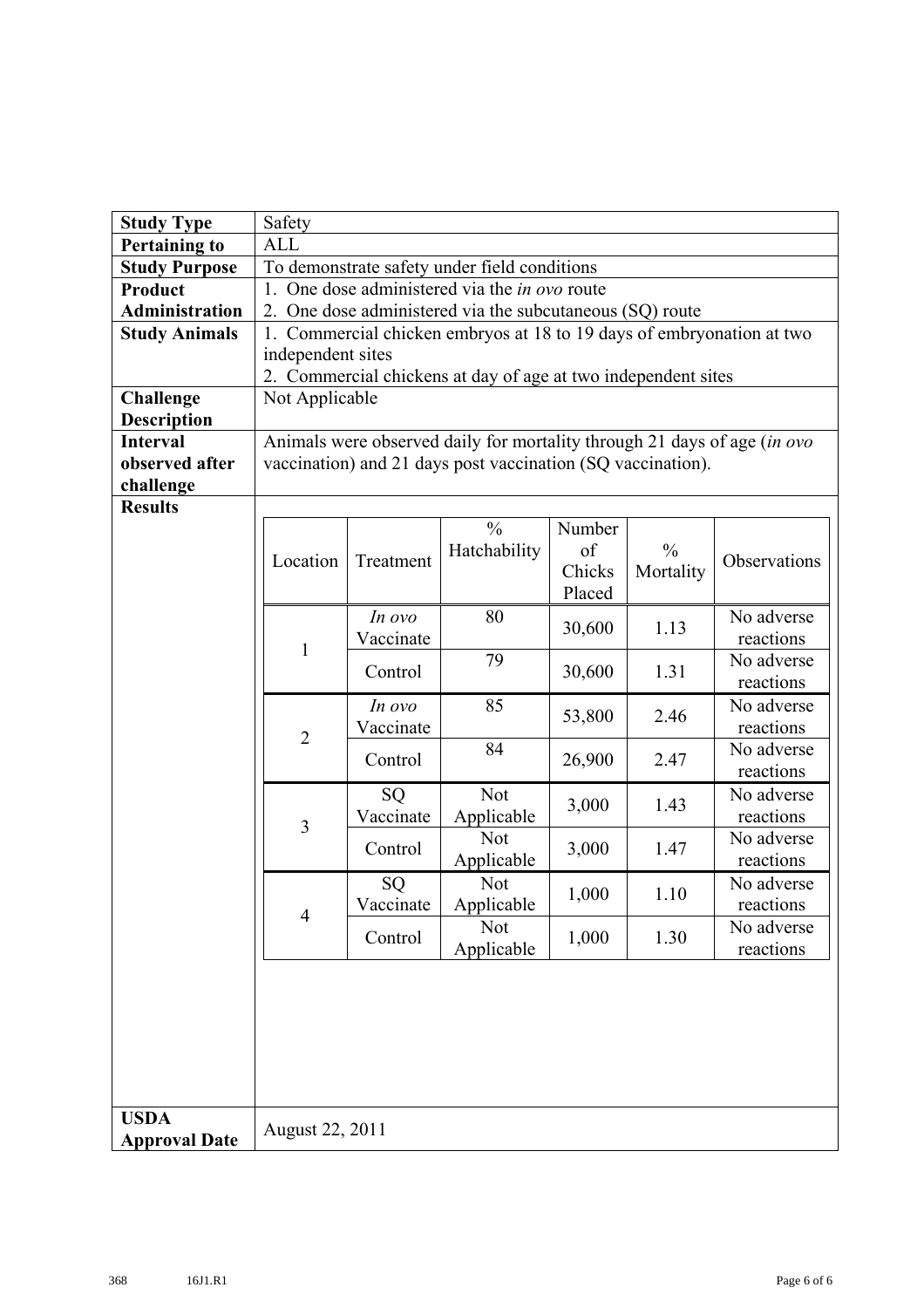| | |
|---|---|
| **Study Type** | Safety |
| **Pertaining to** | ALL |
| **Study Purpose** | To demonstrate safety under field conditions |
| **Product Administration** | 1. One dose administered via the *in ovo* route<br>2. One dose administered via the subcutaneous (SQ) route |
| **Study Animals** | 1. Commercial chicken embryos at 18 to 19 days of embryonation at two independent sites<br>2. Commercial chickens at day of age at two independent sites |
| **Challenge Description** | Not Applicable |
| **Interval observed after challenge** | Animals were observed daily for mortality through 21 days of age (*in ovo* vaccination) and 21 days post vaccination (SQ vaccination). |
| **Results** | |
| **USDA Approval Date** | August 22, 2011 |

**Results:**

| Location | Treatment | % Hatchability | Number of Chicks Placed | % Mortality | Observations |
|---|---|---|---|---|---|
| 1 | *In ovo* Vaccinate | 80 | 30,600 | 1.13 | No adverse reactions |
| | Control | 79 | 30,600 | 1.31 | No adverse reactions |
| 2 | *In ovo* Vaccinate | 85 | 53,800 | 2.46 | No adverse reactions |
| | Control | 84 | 26,900 | 2.47 | No adverse reactions |
| 3 | SQ Vaccinate | Not Applicable | 3,000 | 1.43 | No adverse reactions |
| | Control | Not Applicable | 3,000 | 1.47 | No adverse reactions |
| 4 | SQ Vaccinate | Not Applicable | 1,000 | 1.10 | No adverse reactions |
| | Control | Not Applicable | 1,000 | 1.30 | No adverse reactions |

368 16J1.R1